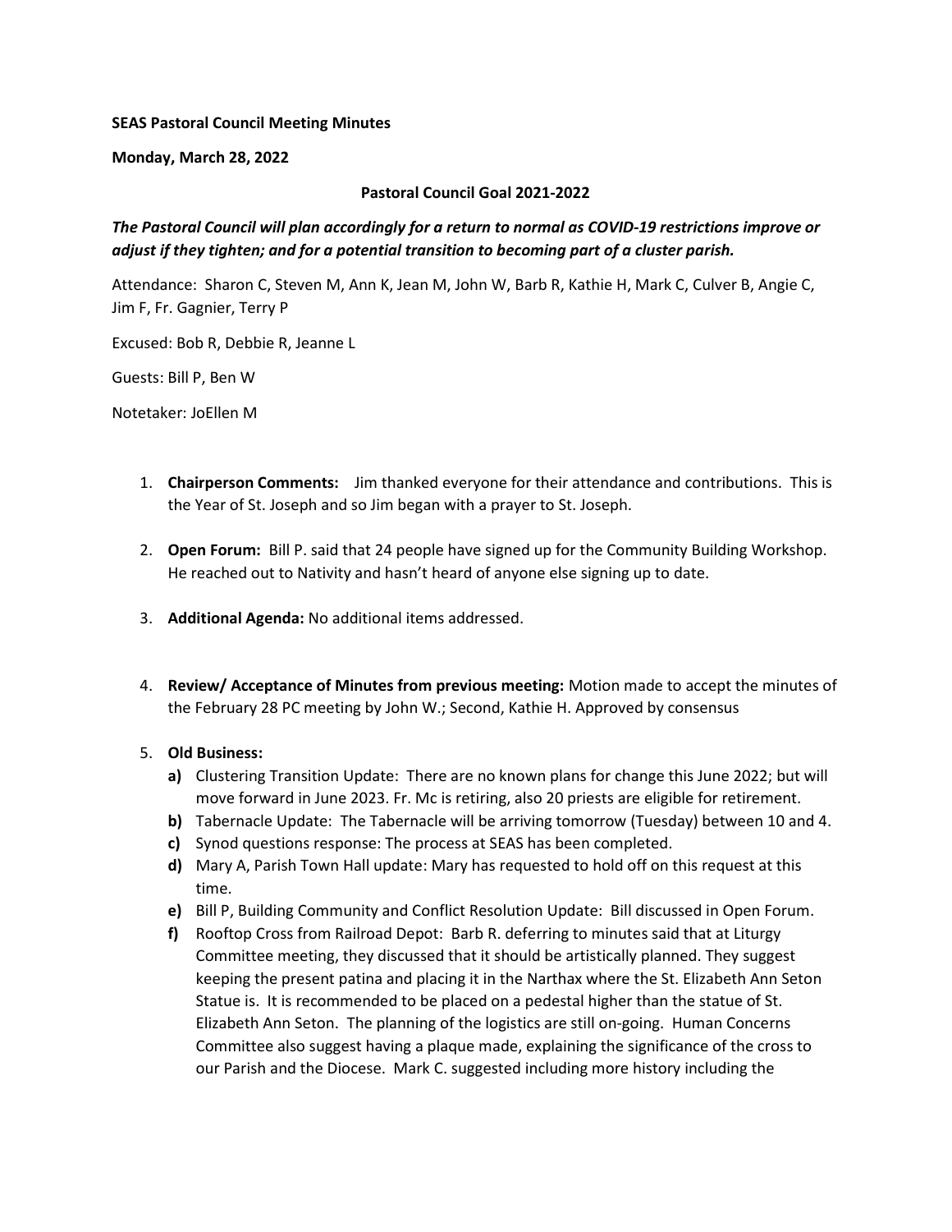**SEAS Pastoral Council Meeting Minutes**

**Monday, March 28, 2022**

**Pastoral Council Goal 2021-2022**

***The Pastoral Council will plan accordingly for a return to normal as COVID-19 restrictions improve or adjust if they tighten; and for a potential transition to becoming part of a cluster parish.***

Attendance: Sharon C, Steven M, Ann K, Jean M, John W, Barb R, Kathie H, Mark C, Culver B, Angie C, Jim F, Fr. Gagnier, Terry P

Excused: Bob R, Debbie R, Jeanne L

Guests: Bill P, Ben W

Notetaker: JoEllen M

1. **Chairperson Comments:** Jim thanked everyone for their attendance and contributions. This is the Year of St. Joseph and so Jim began with a prayer to St. Joseph.

2. **Open Forum:** Bill P. said that 24 people have signed up for the Community Building Workshop. He reached out to Nativity and hasn't heard of anyone else signing up to date.

3. **Additional Agenda:** No additional items addressed.

4. **Review/ Acceptance of Minutes from previous meeting:** Motion made to accept the minutes of the February 28 PC meeting by John W.; Second, Kathie H. Approved by consensus

5. **Old Business:**
   **a)** Clustering Transition Update: There are no known plans for change this June 2022; but will move forward in June 2023. Fr. Mc is retiring, also 20 priests are eligible for retirement.
   **b)** Tabernacle Update: The Tabernacle will be arriving tomorrow (Tuesday) between 10 and 4.
   **c)** Synod questions response: The process at SEAS has been completed.
   **d)** Mary A, Parish Town Hall update: Mary has requested to hold off on this request at this time.
   **e)** Bill P, Building Community and Conflict Resolution Update: Bill discussed in Open Forum.
   **f)** Rooftop Cross from Railroad Depot: Barb R. deferring to minutes said that at Liturgy Committee meeting, they discussed that it should be artistically planned. They suggest keeping the present patina and placing it in the Narthax where the St. Elizabeth Ann Seton Statue is. It is recommended to be placed on a pedestal higher than the statue of St. Elizabeth Ann Seton. The planning of the logistics are still on-going. Human Concerns Committee also suggest having a plaque made, explaining the significance of the cross to our Parish and the Diocese. Mark C. suggested including more history including the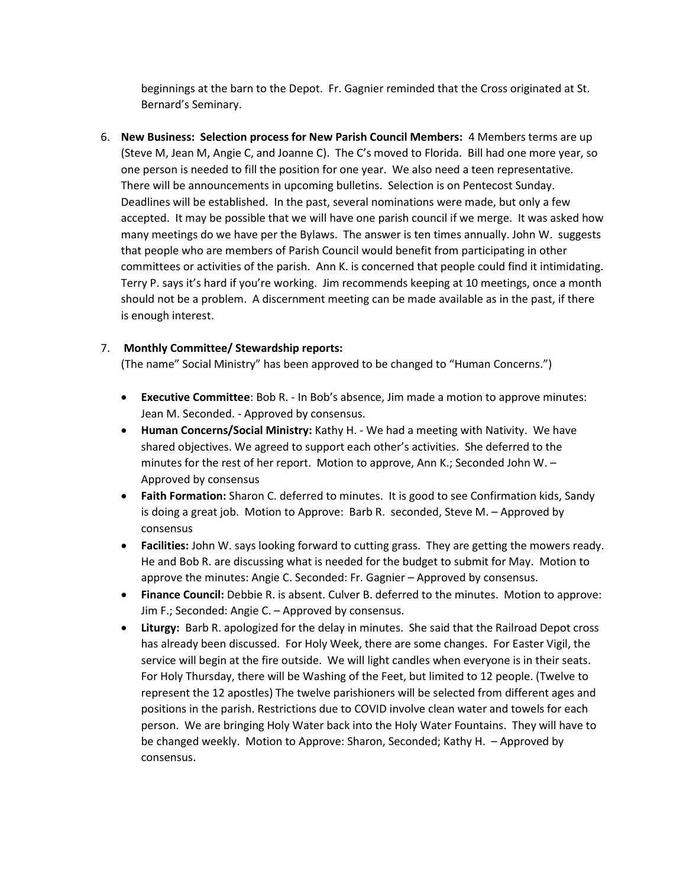beginnings at the barn to the Depot. Fr. Gagnier reminded that the Cross originated at St. Bernard's Seminary.

6. **New Business: Selection process for New Parish Council Members:** 4 Members terms are up (Steve M, Jean M, Angie C, and Joanne C). The C's moved to Florida. Bill had one more year, so one person is needed to fill the position for one year. We also need a teen representative. There will be announcements in upcoming bulletins. Selection is on Pentecost Sunday. Deadlines will be established. In the past, several nominations were made, but only a few accepted. It may be possible that we will have one parish council if we merge. It was asked how many meetings do we have per the Bylaws. The answer is ten times annually. John W. suggests that people who are members of Parish Council would benefit from participating in other committees or activities of the parish. Ann K. is concerned that people could find it intimidating. Terry P. says it's hard if you're working. Jim recommends keeping at 10 meetings, once a month should not be a problem. A discernment meeting can be made available as in the past, if there is enough interest.

7. **Monthly Committee/ Stewardship reports:**
   (The name" Social Ministry" has been approved to be changed to "Human Concerns.")

   - **Executive Committee**: Bob R. - In Bob's absence, Jim made a motion to approve minutes: Jean M. Seconded. - Approved by consensus.
   - **Human Concerns/Social Ministry:** Kathy H. - We had a meeting with Nativity. We have shared objectives. We agreed to support each other's activities. She deferred to the minutes for the rest of her report. Motion to approve, Ann K.; Seconded John W. – Approved by consensus
   - **Faith Formation:** Sharon C. deferred to minutes. It is good to see Confirmation kids, Sandy is doing a great job. Motion to Approve: Barb R. seconded, Steve M. – Approved by consensus
   - **Facilities:** John W. says looking forward to cutting grass. They are getting the mowers ready. He and Bob R. are discussing what is needed for the budget to submit for May. Motion to approve the minutes: Angie C. Seconded: Fr. Gagnier – Approved by consensus.
   - **Finance Council:** Debbie R. is absent. Culver B. deferred to the minutes. Motion to approve: Jim F.; Seconded: Angie C. – Approved by consensus.
   - **Liturgy:** Barb R. apologized for the delay in minutes. She said that the Railroad Depot cross has already been discussed. For Holy Week, there are some changes. For Easter Vigil, the service will begin at the fire outside. We will light candles when everyone is in their seats. For Holy Thursday, there will be Washing of the Feet, but limited to 12 people. (Twelve to represent the 12 apostles) The twelve parishioners will be selected from different ages and positions in the parish. Restrictions due to COVID involve clean water and towels for each person. We are bringing Holy Water back into the Holy Water Fountains. They will have to be changed weekly. Motion to Approve: Sharon, Seconded; Kathy H. – Approved by consensus.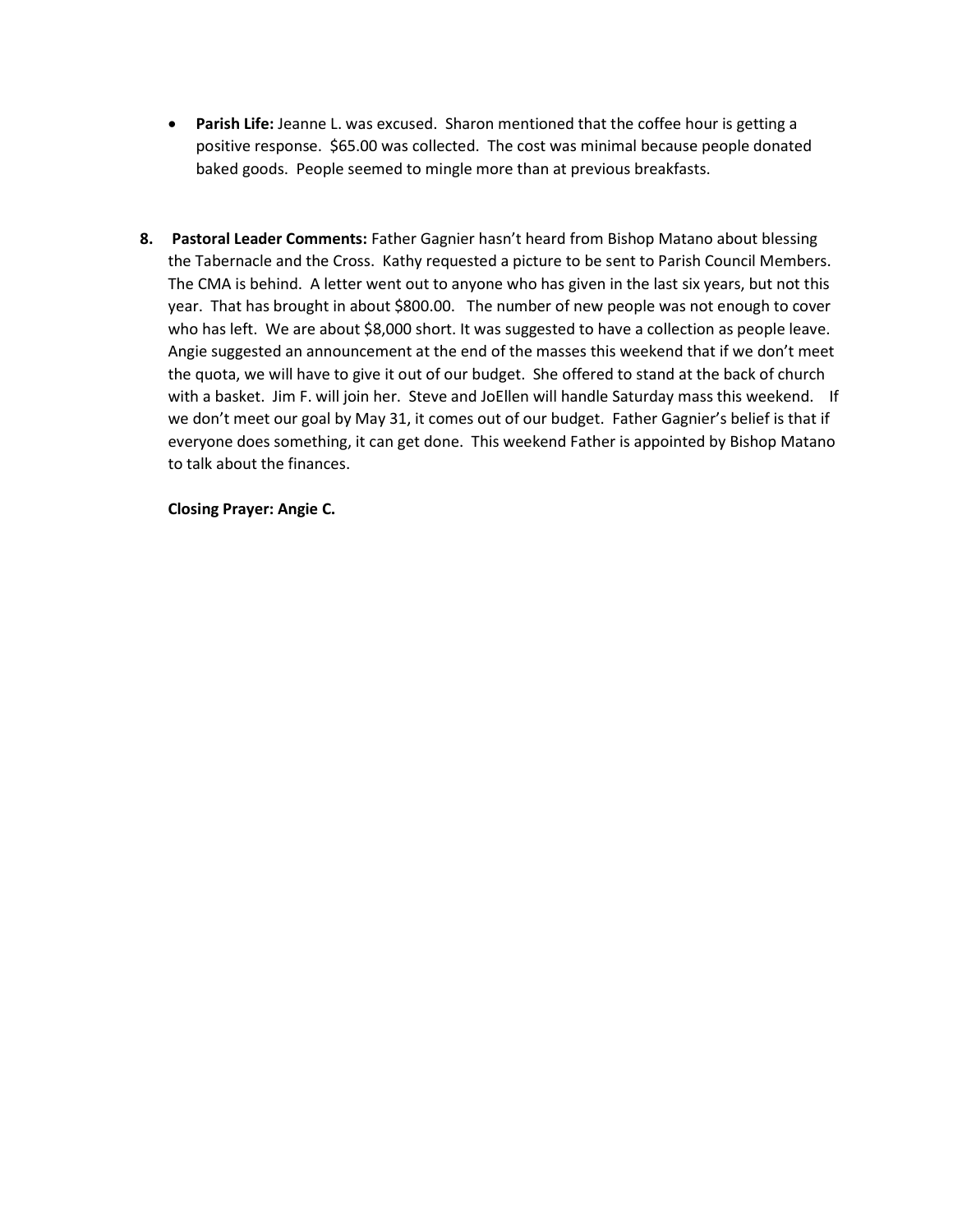- **Parish Life:** Jeanne L. was excused. Sharon mentioned that the coffee hour is getting a positive response. $65.00 was collected. The cost was minimal because people donated baked goods. People seemed to mingle more than at previous breakfasts.

8. **Pastoral Leader Comments:** Father Gagnier hasn't heard from Bishop Matano about blessing the Tabernacle and the Cross. Kathy requested a picture to be sent to Parish Council Members. The CMA is behind. A letter went out to anyone who has given in the last six years, but not this year. That has brought in about $800.00. The number of new people was not enough to cover who has left. We are about $8,000 short. It was suggested to have a collection as people leave. Angie suggested an announcement at the end of the masses this weekend that if we don't meet the quota, we will have to give it out of our budget. She offered to stand at the back of church with a basket. Jim F. will join her. Steve and JoEllen will handle Saturday mass this weekend. If we don't meet our goal by May 31, it comes out of our budget. Father Gagnier's belief is that if everyone does something, it can get done. This weekend Father is appointed by Bishop Matano to talk about the finances.

   **Closing Prayer: Angie C.**